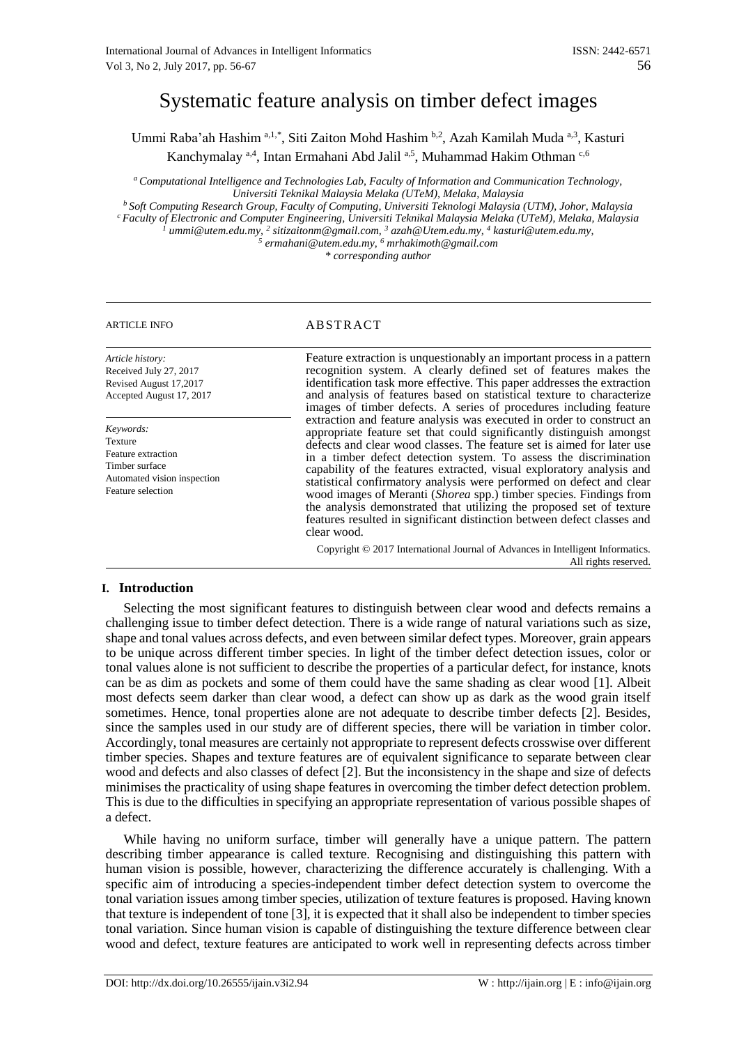# Systematic feature analysis on timber defect images

Ummi Raba'ah Hashim [a,1,*], Siti Zaiton Mohd Hashim [b,2], Azah Kamilah Muda [a,3], Kasturi Kanchymalay [a,4], Intan Ermahani Abd Jalil [a,5], Muhammad Hakim Othman [c,6]

[a] *Computational Intelligence and Technologies Lab, Faculty of Information and Communication Technology, Universiti Teknikal Malaysia Melaka (UTeM), Melaka, Malaysia*
[b] *Soft Computing Research Group, Faculty of Computing, Universiti Teknologi Malaysia (UTM), Johor, Malaysia*
[c] *Faculty of Electronic and Computer Engineering, Universiti Teknikal Malaysia Melaka (UTeM), Melaka, Malaysia*
[1] *ummi@utem.edu.my,* [2] *sitizaitonm@gmail.com,* [3] *azah@Utem.edu.my,* [4] *kasturi@utem.edu.my,*
[5] *ermahani@utem.edu.my,* [6] *mrhakimoth@gmail.com*
\* *corresponding author*

ARTICLE INFO

*Article history:*
Received July 27, 2017
Revised August 17,2017
Accepted August 17, 2017

*Keywords:*
Texture
Feature extraction
Timber surface
Automated vision inspection
Feature selection

ABSTRACT

Feature extraction is unquestionably an important process in a pattern recognition system. A clearly defined set of features makes the identification task more effective. This paper addresses the extraction and analysis of features based on statistical texture to characterize images of timber defects. A series of procedures including feature extraction and feature analysis was executed in order to construct an appropriate feature set that could significantly distinguish amongst defects and clear wood classes. The feature set is aimed for later use in a timber defect detection system. To assess the discrimination capability of the features extracted, visual exploratory analysis and statistical confirmatory analysis were performed on defect and clear wood images of Meranti (*Shorea* spp.) timber species. Findings from the analysis demonstrated that utilizing the proposed set of texture features resulted in significant distinction between defect classes and clear wood.

Copyright © 2017 International Journal of Advances in Intelligent Informatics. All rights reserved.

## I. Introduction

Selecting the most significant features to distinguish between clear wood and defects remains a challenging issue to timber defect detection. There is a wide range of natural variations such as size, shape and tonal values across defects, and even between similar defect types. Moreover, grain appears to be unique across different timber species. In light of the timber defect detection issues, color or tonal values alone is not sufficient to describe the properties of a particular defect, for instance, knots can be as dim as pockets and some of them could have the same shading as clear wood [1]. Albeit most defects seem darker than clear wood, a defect can show up as dark as the wood grain itself sometimes. Hence, tonal properties alone are not adequate to describe timber defects [2]. Besides, since the samples used in our study are of different species, there will be variation in timber color. Accordingly, tonal measures are certainly not appropriate to represent defects crosswise over different timber species. Shapes and texture features are of equivalent significance to separate between clear wood and defects and also classes of defect [2]. But the inconsistency in the shape and size of defects minimises the practicality of using shape features in overcoming the timber defect detection problem. This is due to the difficulties in specifying an appropriate representation of various possible shapes of a defect.

While having no uniform surface, timber will generally have a unique pattern. The pattern describing timber appearance is called texture. Recognising and distinguishing this pattern with human vision is possible, however, characterizing the difference accurately is challenging. With a specific aim of introducing a species-independent timber defect detection system to overcome the tonal variation issues among timber species, utilization of texture features is proposed. Having known that texture is independent of tone [3], it is expected that it shall also be independent to timber species tonal variation. Since human vision is capable of distinguishing the texture difference between clear wood and defect, texture features are anticipated to work well in representing defects across timber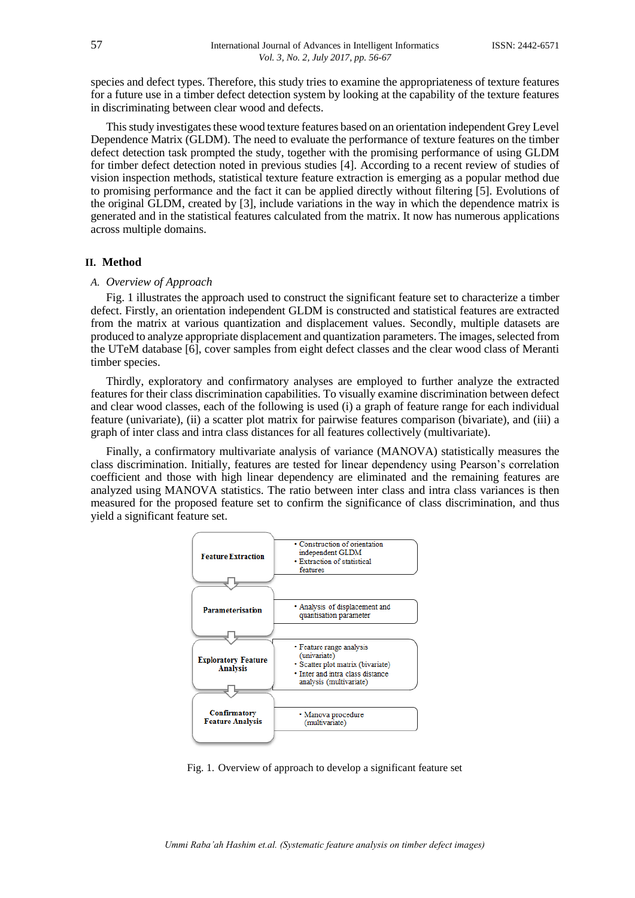species and defect types. Therefore, this study tries to examine the appropriateness of texture features for a future use in a timber defect detection system by looking at the capability of the texture features in discriminating between clear wood and defects.

This study investigates these wood texture features based on an orientation independent Grey Level Dependence Matrix (GLDM). The need to evaluate the performance of texture features on the timber defect detection task prompted the study, together with the promising performance of using GLDM for timber defect detection noted in previous studies [4]. According to a recent review of studies of vision inspection methods, statistical texture feature extraction is emerging as a popular method due to promising performance and the fact it can be applied directly without filtering [5]. Evolutions of the original GLDM, created by [3], include variations in the way in which the dependence matrix is generated and in the statistical features calculated from the matrix. It now has numerous applications across multiple domains.

## II. Method

### *A. Overview of Approach*

Fig. 1 illustrates the approach used to construct the significant feature set to characterize a timber defect. Firstly, an orientation independent GLDM is constructed and statistical features are extracted from the matrix at various quantization and displacement values. Secondly, multiple datasets are produced to analyze appropriate displacement and quantization parameters. The images, selected from the UTeM database [6], cover samples from eight defect classes and the clear wood class of Meranti timber species.

Thirdly, exploratory and confirmatory analyses are employed to further analyze the extracted features for their class discrimination capabilities. To visually examine discrimination between defect and clear wood classes, each of the following is used (i) a graph of feature range for each individual feature (univariate), (ii) a scatter plot matrix for pairwise features comparison (bivariate), and (iii) a graph of inter class and intra class distances for all features collectively (multivariate).

Finally, a confirmatory multivariate analysis of variance (MANOVA) statistically measures the class discrimination. Initially, features are tested for linear dependency using Pearson's correlation coefficient and those with high linear dependency are eliminated and the remaining features are analyzed using MANOVA statistics. The ratio between inter class and intra class variances is then measured for the proposed feature set to confirm the significance of class discrimination, and thus yield a significant feature set.

| Step | Description |
| --- | --- |
| **Feature Extraction** | • Construction of orientation independent GLDM<br>• Extraction of statistical features |
| **Parameterisation** | • Analysis of displacement and quantisation parameter |
| **Exploratory Feature Analysis** | • Feature range analysis (univariate)<br>• Scatter plot matrix (bivariate)<br>• Inter and intra class distance analysis (multivariate) |
| **Confirmatory Feature Analysis** | • Manova procedure (multivariate) |

Fig. 1. Overview of approach to develop a significant feature set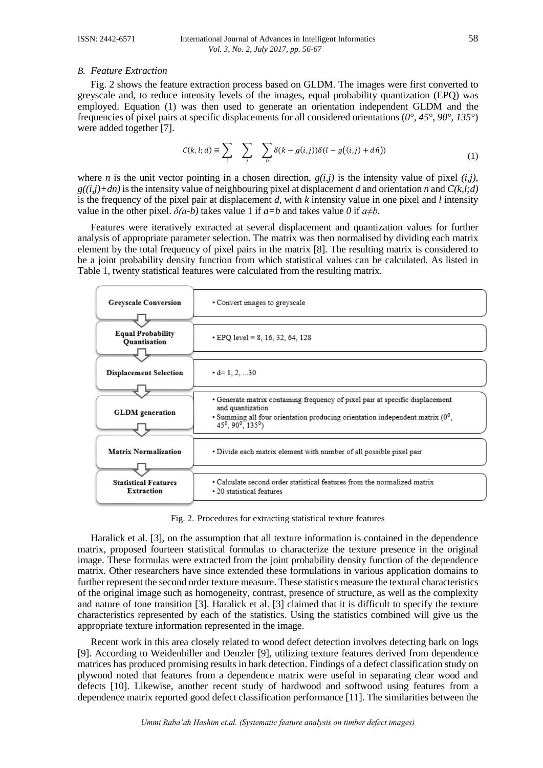### *B. Feature Extraction*

Fig. 2 shows the feature extraction process based on GLDM. The images were first converted to greyscale and, to reduce intensity levels of the images, equal probability quantization (EPQ) was employed. Equation (1) was then used to generate an orientation independent GLDM and the frequencies of pixel pairs at specific displacements for all considered orientations (*0°, 45°, 90°, 135°*) were added together [7].

$$C(k,l;d) \equiv \sum_{i} \sum_{j} \sum_{\hat{n}} \delta(k - g(i,j))\delta(l - g((i,j) + d\hat{n})) \tag{1}$$

where *n* is the unit vector pointing in a chosen direction, $g(i,j)$ is the intensity value of pixel $(i,j)$, $g((i,j)+dn)$ is the intensity value of neighbouring pixel at displacement *d* and orientation *n* and $C(k,l;d)$ is the frequency of the pixel pair at displacement *d*, with *k* intensity value in one pixel and *l* intensity value in the other pixel. $\delta(a\text{-}b)$ takes value 1 if $a=b$ and takes value *0* if $a \neq b$.

Features were iteratively extracted at several displacement and quantization values for further analysis of appropriate parameter selection. The matrix was then normalised by dividing each matrix element by the total frequency of pixel pairs in the matrix [8]. The resulting matrix is considered to be a joint probability density function from which statistical values can be calculated. As listed in Table 1, twenty statistical features were calculated from the resulting matrix.

| Step | Description |
|---|---|
| **Greyscale Conversion** | • Convert images to greyscale |
| **Equal Probability Quantisation** | • EPQ level = 8, 16, 32, 64, 128 |
| **Displacement Selection** | • d= 1, 2, ...30 |
| **GLDM generation** | • Generate matrix containing frequency of pixel pair at specific displacement and quantization<br>• Summing all four orientation producing orientation independent matrix ($0^0$, $45^0$, $90^0$, $135^0$) |
| **Matrix Normalization** | • Divide each matrix element with number of all possible pixel pair |
| **Statistical Features Extraction** | • Calculate second order statistical features from the normalized matrix<br>• 20 statistical features |

Fig. 2. Procedures for extracting statistical texture features

Haralick et al. [3], on the assumption that all texture information is contained in the dependence matrix, proposed fourteen statistical formulas to characterize the texture presence in the original image. These formulas were extracted from the joint probability density function of the dependence matrix. Other researchers have since extended these formulations in various application domains to further represent the second order texture measure. These statistics measure the textural characteristics of the original image such as homogeneity, contrast, presence of structure, as well as the complexity and nature of tone transition [3]. Haralick et al. [3] claimed that it is difficult to specify the texture characteristics represented by each of the statistics. Using the statistics combined will give us the appropriate texture information represented in the image.

Recent work in this area closely related to wood defect detection involves detecting bark on logs [9]. According to Weidenhiller and Denzler [9], utilizing texture features derived from dependence matrices has produced promising results in bark detection. Findings of a defect classification study on plywood noted that features from a dependence matrix were useful in separating clear wood and defects [10]. Likewise, another recent study of hardwood and softwood using features from a dependence matrix reported good defect classification performance [11]. The similarities between the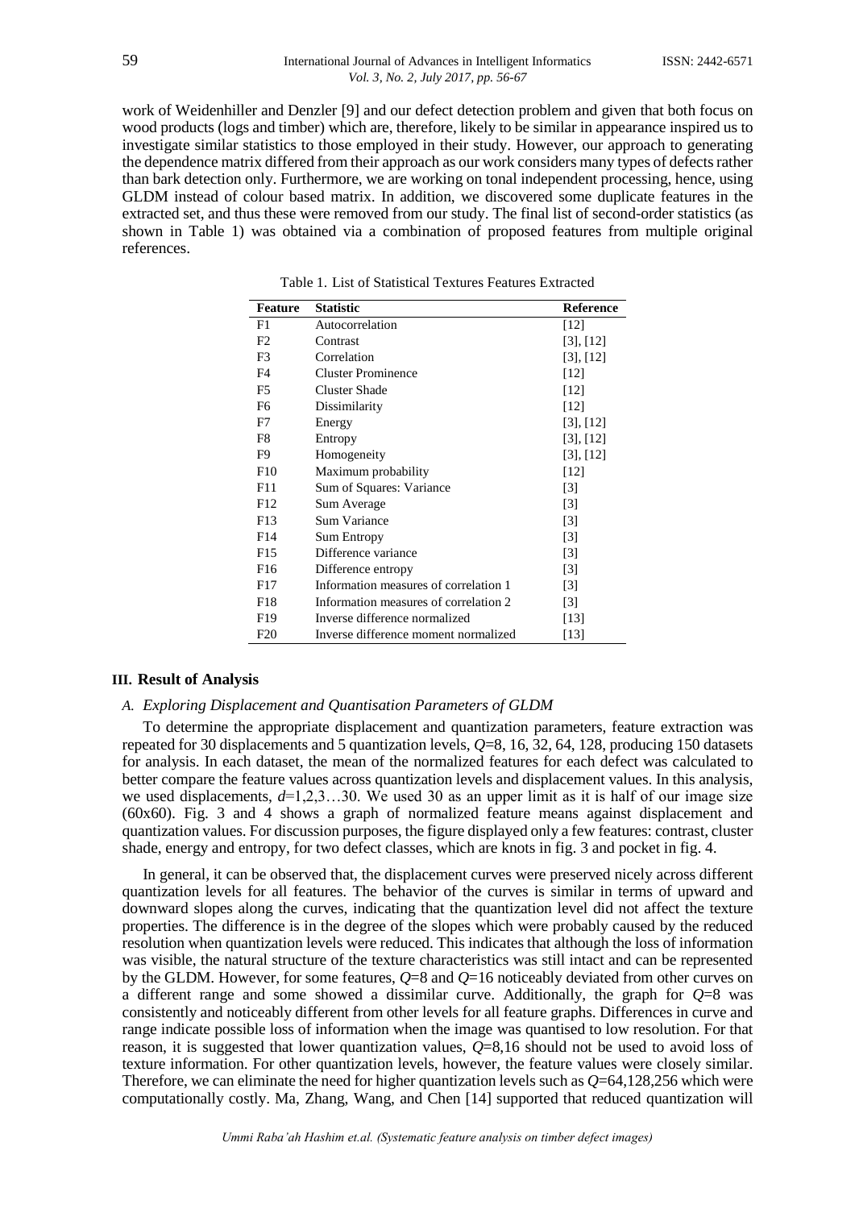work of Weidenhiller and Denzler [9] and our defect detection problem and given that both focus on wood products (logs and timber) which are, therefore, likely to be similar in appearance inspired us to investigate similar statistics to those employed in their study. However, our approach to generating the dependence matrix differed from their approach as our work considers many types of defects rather than bark detection only. Furthermore, we are working on tonal independent processing, hence, using GLDM instead of colour based matrix. In addition, we discovered some duplicate features in the extracted set, and thus these were removed from our study. The final list of second-order statistics (as shown in Table 1) was obtained via a combination of proposed features from multiple original references.

Table 1. List of Statistical Textures Features Extracted

| Feature | Statistic | Reference |
|---|---|---|
| F1 | Autocorrelation | [12] |
| F2 | Contrast | [3], [12] |
| F3 | Correlation | [3], [12] |
| F4 | Cluster Prominence | [12] |
| F5 | Cluster Shade | [12] |
| F6 | Dissimilarity | [12] |
| F7 | Energy | [3], [12] |
| F8 | Entropy | [3], [12] |
| F9 | Homogeneity | [3], [12] |
| F10 | Maximum probability | [12] |
| F11 | Sum of Squares: Variance | [3] |
| F12 | Sum Average | [3] |
| F13 | Sum Variance | [3] |
| F14 | Sum Entropy | [3] |
| F15 | Difference variance | [3] |
| F16 | Difference entropy | [3] |
| F17 | Information measures of correlation 1 | [3] |
| F18 | Information measures of correlation 2 | [3] |
| F19 | Inverse difference normalized | [13] |
| F20 | Inverse difference moment normalized | [13] |

## III. Result of Analysis

### A. Exploring Displacement and Quantisation Parameters of GLDM

To determine the appropriate displacement and quantization parameters, feature extraction was repeated for 30 displacements and 5 quantization levels, $Q$=8, 16, 32, 64, 128, producing 150 datasets for analysis. In each dataset, the mean of the normalized features for each defect was calculated to better compare the feature values across quantization levels and displacement values. In this analysis, we used displacements, $d$=1,2,3…30. We used 30 as an upper limit as it is half of our image size (60x60). Fig. 3 and 4 shows a graph of normalized feature means against displacement and quantization values. For discussion purposes, the figure displayed only a few features: contrast, cluster shade, energy and entropy, for two defect classes, which are knots in fig. 3 and pocket in fig. 4.

In general, it can be observed that, the displacement curves were preserved nicely across different quantization levels for all features. The behavior of the curves is similar in terms of upward and downward slopes along the curves, indicating that the quantization level did not affect the texture properties. The difference is in the degree of the slopes which were probably caused by the reduced resolution when quantization levels were reduced. This indicates that although the loss of information was visible, the natural structure of the texture characteristics was still intact and can be represented by the GLDM. However, for some features, $Q$=8 and $Q$=16 noticeably deviated from other curves on a different range and some showed a dissimilar curve. Additionally, the graph for $Q$=8 was consistently and noticeably different from other levels for all feature graphs. Differences in curve and range indicate possible loss of information when the image was quantised to low resolution. For that reason, it is suggested that lower quantization values, $Q$=8,16 should not be used to avoid loss of texture information. For other quantization levels, however, the feature values were closely similar. Therefore, we can eliminate the need for higher quantization levels such as $Q$=64,128,256 which were computationally costly. Ma, Zhang, Wang, and Chen [14] supported that reduced quantization will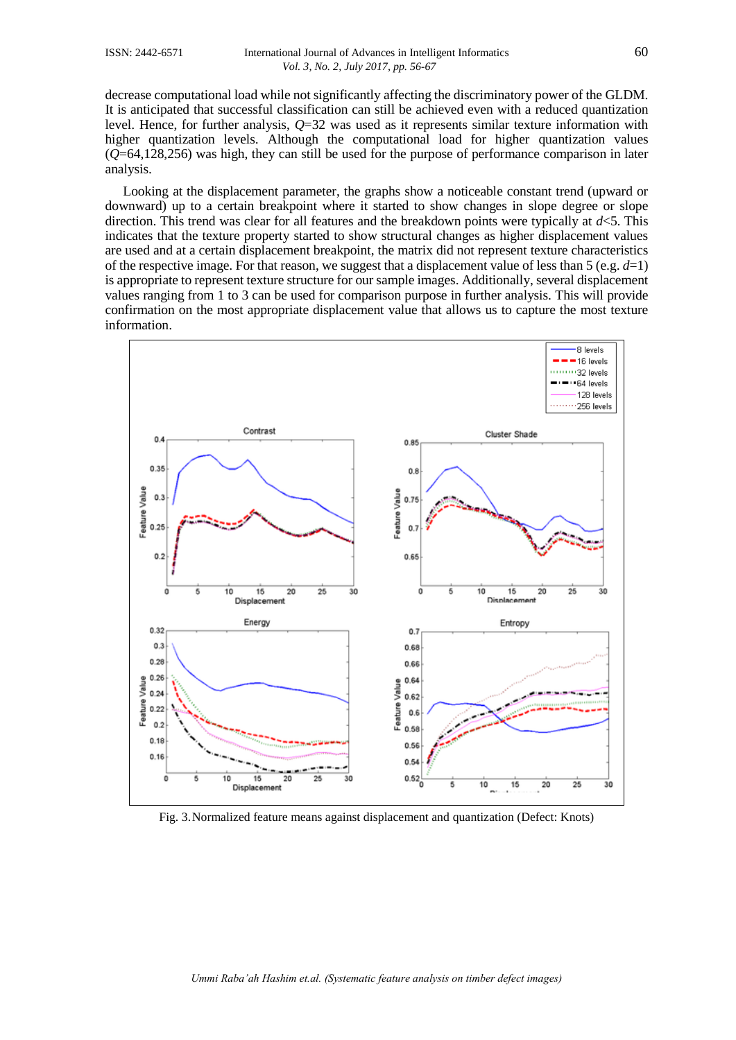decrease computational load while not significantly affecting the discriminatory power of the GLDM. It is anticipated that successful classification can still be achieved even with a reduced quantization level. Hence, for further analysis, $Q$=32 was used as it represents similar texture information with higher quantization levels. Although the computational load for higher quantization values ($Q$=64,128,256) was high, they can still be used for the purpose of performance comparison in later analysis.

Looking at the displacement parameter, the graphs show a noticeable constant trend (upward or downward) up to a certain breakpoint where it started to show changes in slope degree or slope direction. This trend was clear for all features and the breakdown points were typically at $d$<5. This indicates that the texture property started to show structural changes as higher displacement values are used and at a certain displacement breakpoint, the matrix did not represent texture characteristics of the respective image. For that reason, we suggest that a displacement value of less than 5 (e.g. $d$=1) is appropriate to represent texture structure for our sample images. Additionally, several displacement values ranging from 1 to 3 can be used for comparison purpose in further analysis. This will provide confirmation on the most appropriate displacement value that allows us to capture the most texture information.

Fig. 3. Normalized feature means against displacement and quantization (Defect: Knots)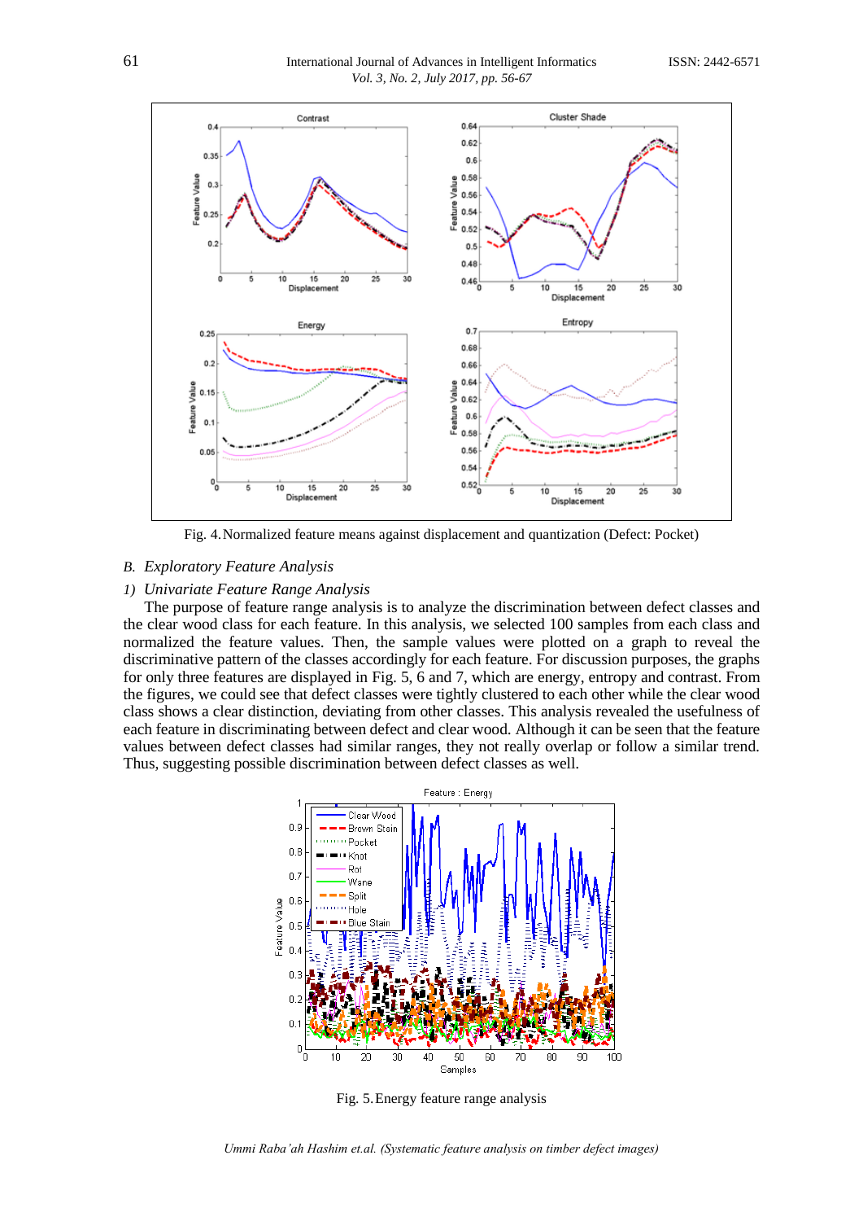Fig. 4. Normalized feature means against displacement and quantization (Defect: Pocket)

## B. Exploratory Feature Analysis

### 1) Univariate Feature Range Analysis

The purpose of feature range analysis is to analyze the discrimination between defect classes and the clear wood class for each feature. In this analysis, we selected 100 samples from each class and normalized the feature values. Then, the sample values were plotted on a graph to reveal the discriminative pattern of the classes accordingly for each feature. For discussion purposes, the graphs for only three features are displayed in Fig. 5, 6 and 7, which are energy, entropy and contrast. From the figures, we could see that defect classes were tightly clustered to each other while the clear wood class shows a clear distinction, deviating from other classes. This analysis revealed the usefulness of each feature in discriminating between defect and clear wood. Although it can be seen that the feature values between defect classes had similar ranges, they not really overlap or follow a similar trend. Thus, suggesting possible discrimination between defect classes as well.

Fig. 5. Energy feature range analysis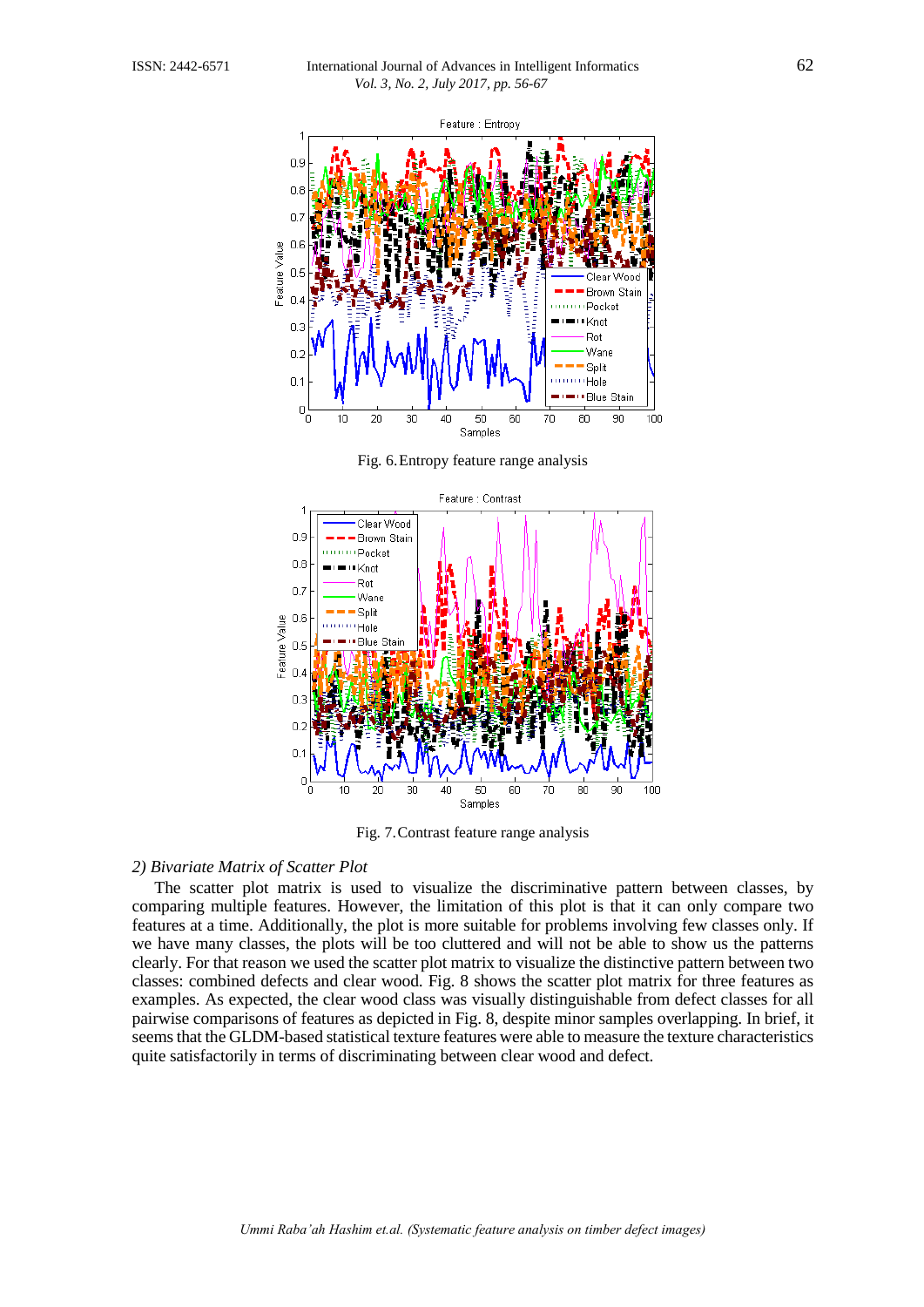Fig. 6. Entropy feature range analysis

Fig. 7. Contrast feature range analysis

*2) Bivariate Matrix of Scatter Plot*

The scatter plot matrix is used to visualize the discriminative pattern between classes, by comparing multiple features. However, the limitation of this plot is that it can only compare two features at a time. Additionally, the plot is more suitable for problems involving few classes only. If we have many classes, the plots will be too cluttered and will not be able to show us the patterns clearly. For that reason we used the scatter plot matrix to visualize the distinctive pattern between two classes: combined defects and clear wood. Fig. 8 shows the scatter plot matrix for three features as examples. As expected, the clear wood class was visually distinguishable from defect classes for all pairwise comparisons of features as depicted in Fig. 8, despite minor samples overlapping. In brief, it seems that the GLDM-based statistical texture features were able to measure the texture characteristics quite satisfactorily in terms of discriminating between clear wood and defect.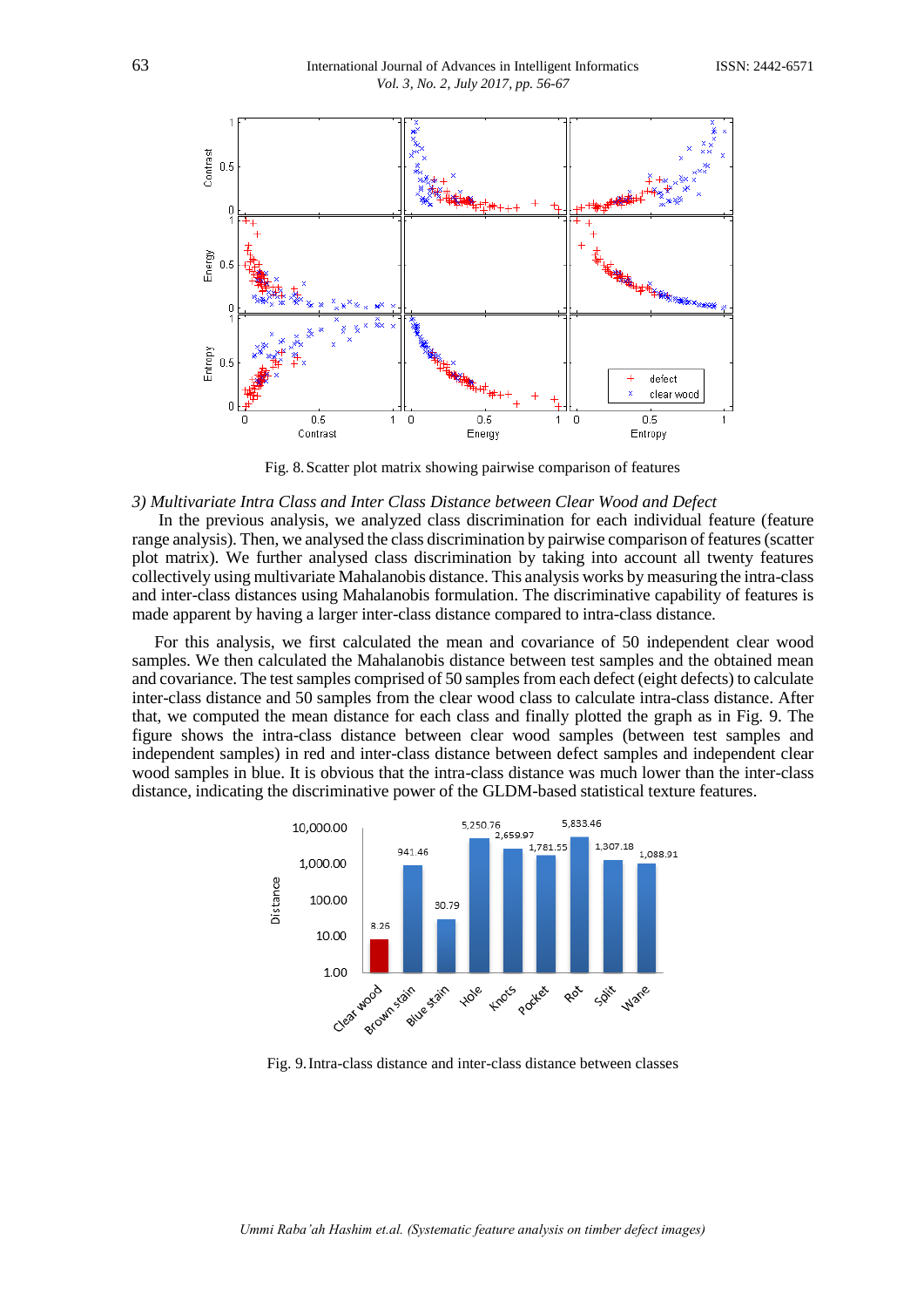Fig. 8. Scatter plot matrix showing pairwise comparison of features

### 3) Multivariate Intra Class and Inter Class Distance between Clear Wood and Defect

In the previous analysis, we analyzed class discrimination for each individual feature (feature range analysis). Then, we analysed the class discrimination by pairwise comparison of features (scatter plot matrix). We further analysed class discrimination by taking into account all twenty features collectively using multivariate Mahalanobis distance. This analysis works by measuring the intra-class and inter-class distances using Mahalanobis formulation. The discriminative capability of features is made apparent by having a larger inter-class distance compared to intra-class distance.

For this analysis, we first calculated the mean and covariance of 50 independent clear wood samples. We then calculated the Mahalanobis distance between test samples and the obtained mean and covariance. The test samples comprised of 50 samples from each defect (eight defects) to calculate inter-class distance and 50 samples from the clear wood class to calculate intra-class distance. After that, we computed the mean distance for each class and finally plotted the graph as in Fig. 9. The figure shows the intra-class distance between clear wood samples (between test samples and independent samples) in red and inter-class distance between defect samples and independent clear wood samples in blue. It is obvious that the intra-class distance was much lower than the inter-class distance, indicating the discriminative power of the GLDM-based statistical texture features.

Fig. 9. Intra-class distance and inter-class distance between classes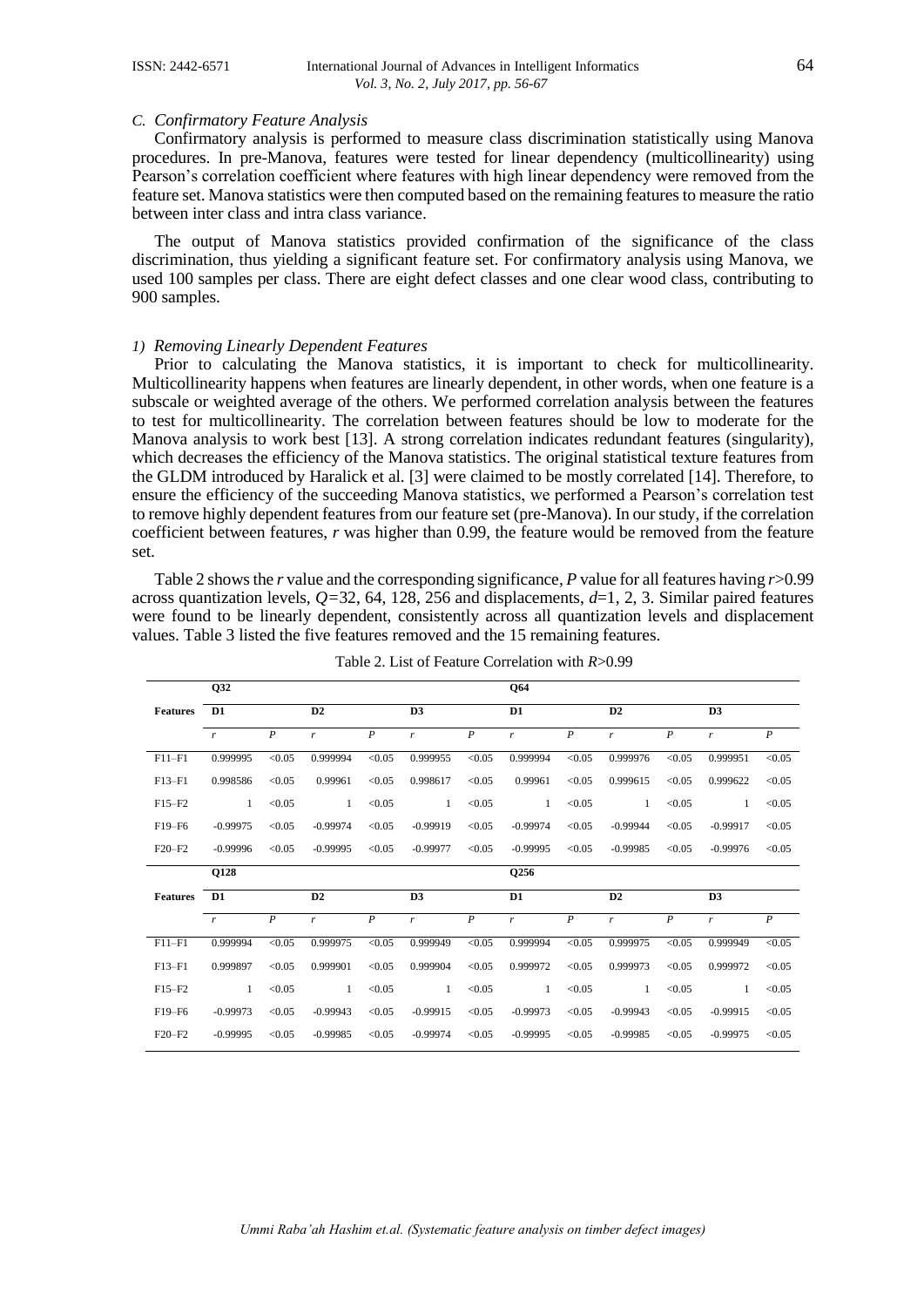### C. Confirmatory Feature Analysis

Confirmatory analysis is performed to measure class discrimination statistically using Manova procedures. In pre-Manova, features were tested for linear dependency (multicollinearity) using Pearson's correlation coefficient where features with high linear dependency were removed from the feature set. Manova statistics were then computed based on the remaining features to measure the ratio between inter class and intra class variance.

The output of Manova statistics provided confirmation of the significance of the class discrimination, thus yielding a significant feature set. For confirmatory analysis using Manova, we used 100 samples per class. There are eight defect classes and one clear wood class, contributing to 900 samples.

#### 1) Removing Linearly Dependent Features

Prior to calculating the Manova statistics, it is important to check for multicollinearity. Multicollinearity happens when features are linearly dependent, in other words, when one feature is a subscale or weighted average of the others. We performed correlation analysis between the features to test for multicollinearity. The correlation between features should be low to moderate for the Manova analysis to work best [13]. A strong correlation indicates redundant features (singularity), which decreases the efficiency of the Manova statistics. The original statistical texture features from the GLDM introduced by Haralick et al. [3] were claimed to be mostly correlated [14]. Therefore, to ensure the efficiency of the succeeding Manova statistics, we performed a Pearson's correlation test to remove highly dependent features from our feature set (pre-Manova). In our study, if the correlation coefficient between features, $r$ was higher than 0.99, the feature would be removed from the feature set.

Table 2 shows the $r$ value and the corresponding significance, $P$ value for all features having $r>0.99$ across quantization levels, $Q=32$, 64, 128, 256 and displacements, $d=1$, 2, 3. Similar paired features were found to be linearly dependent, consistently across all quantization levels and displacement values. Table 3 listed the five features removed and the 15 remaining features.

Table 2. List of Feature Correlation with $R>0.99$

| | Q32 | | | | | | Q64 | | | | | |
|---|---|---|---|---|---|---|---|---|---|---|---|---|
| **Features** | **D1** | | **D2** | | **D3** | | **D1** | | **D2** | | **D3** | |
| | $r$ | $P$ | $r$ | $P$ | $r$ | $P$ | $r$ | $P$ | $r$ | $P$ | $r$ | $P$ |
| F11–F1 | 0.999995 | <0.05 | 0.999994 | <0.05 | 0.999955 | <0.05 | 0.999994 | <0.05 | 0.999976 | <0.05 | 0.999951 | <0.05 |
| F13–F1 | 0.998586 | <0.05 | 0.99961 | <0.05 | 0.998617 | <0.05 | 0.99961 | <0.05 | 0.999615 | <0.05 | 0.999622 | <0.05 |
| F15–F2 | 1 | <0.05 | 1 | <0.05 | 1 | <0.05 | 1 | <0.05 | 1 | <0.05 | 1 | <0.05 |
| F19–F6 | -0.99975 | <0.05 | -0.99974 | <0.05 | -0.99919 | <0.05 | -0.99974 | <0.05 | -0.99944 | <0.05 | -0.99917 | <0.05 |
| F20–F2 | -0.99996 | <0.05 | -0.99995 | <0.05 | -0.99977 | <0.05 | -0.99995 | <0.05 | -0.99985 | <0.05 | -0.99976 | <0.05 |
| | **Q128** | | | | | | **Q256** | | | | | |
| **Features** | **D1** | | **D2** | | **D3** | | **D1** | | **D2** | | **D3** | |
| | $r$ | $P$ | $r$ | $P$ | $r$ | $P$ | $r$ | $P$ | $r$ | $P$ | $r$ | $P$ |
| F11–F1 | 0.999994 | <0.05 | 0.999975 | <0.05 | 0.999949 | <0.05 | 0.999994 | <0.05 | 0.999975 | <0.05 | 0.999949 | <0.05 |
| F13–F1 | 0.999897 | <0.05 | 0.999901 | <0.05 | 0.999904 | <0.05 | 0.999972 | <0.05 | 0.999973 | <0.05 | 0.999972 | <0.05 |
| F15–F2 | 1 | <0.05 | 1 | <0.05 | 1 | <0.05 | 1 | <0.05 | 1 | <0.05 | 1 | <0.05 |
| F19–F6 | -0.99973 | <0.05 | -0.99943 | <0.05 | -0.99915 | <0.05 | -0.99973 | <0.05 | -0.99943 | <0.05 | -0.99915 | <0.05 |
| F20–F2 | -0.99995 | <0.05 | -0.99985 | <0.05 | -0.99974 | <0.05 | -0.99995 | <0.05 | -0.99985 | <0.05 | -0.99975 | <0.05 |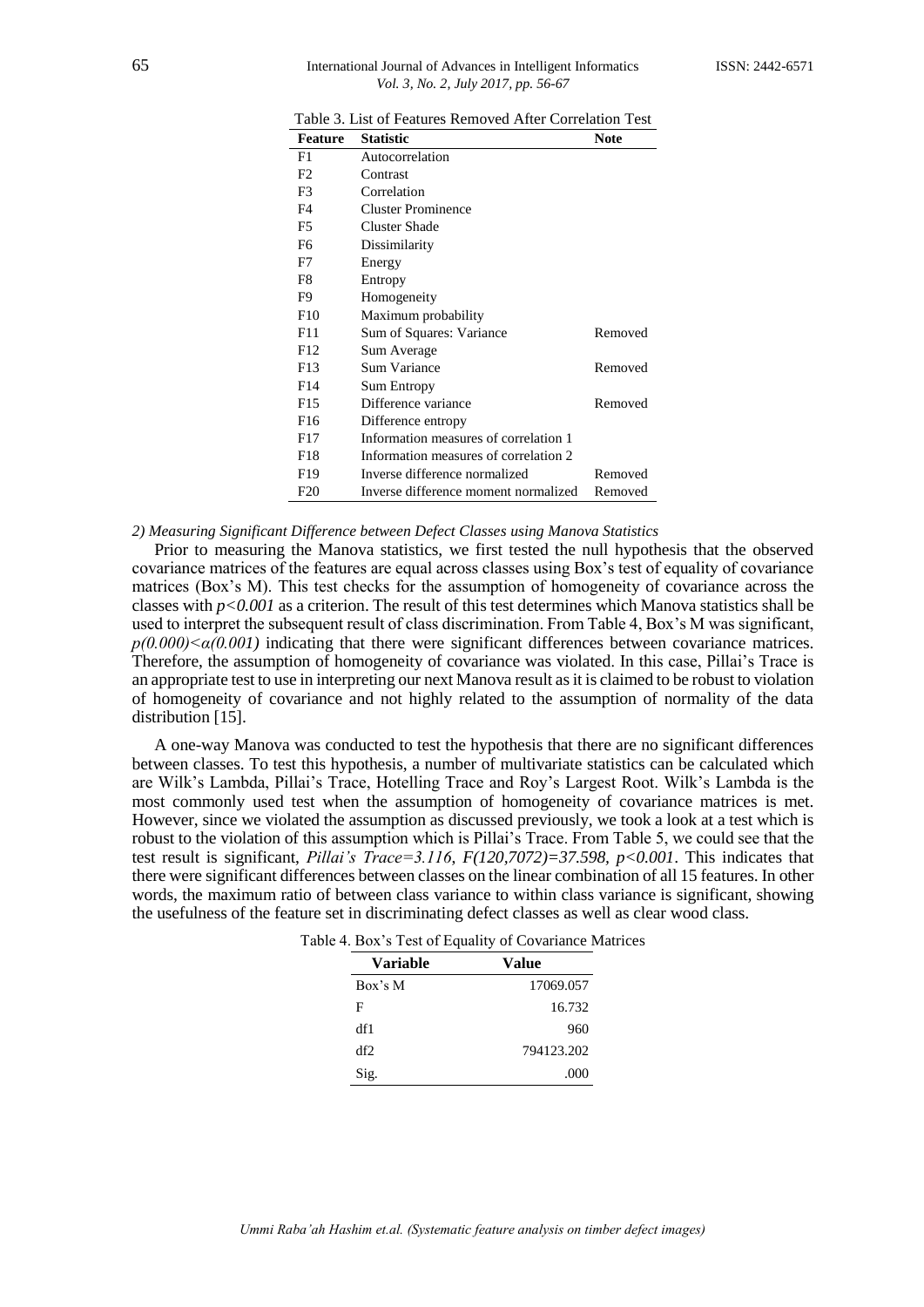Table 3. List of Features Removed After Correlation Test

| Feature | Statistic | Note |
|---|---|---|
| F1 | Autocorrelation | |
| F2 | Contrast | |
| F3 | Correlation | |
| F4 | Cluster Prominence | |
| F5 | Cluster Shade | |
| F6 | Dissimilarity | |
| F7 | Energy | |
| F8 | Entropy | |
| F9 | Homogeneity | |
| F10 | Maximum probability | |
| F11 | Sum of Squares: Variance | Removed |
| F12 | Sum Average | |
| F13 | Sum Variance | Removed |
| F14 | Sum Entropy | |
| F15 | Difference variance | Removed |
| F16 | Difference entropy | |
| F17 | Information measures of correlation 1 | |
| F18 | Information measures of correlation 2 | |
| F19 | Inverse difference normalized | Removed |
| F20 | Inverse difference moment normalized | Removed |

*2) Measuring Significant Difference between Defect Classes using Manova Statistics*

Prior to measuring the Manova statistics, we first tested the null hypothesis that the observed covariance matrices of the features are equal across classes using Box's test of equality of covariance matrices (Box's M). This test checks for the assumption of homogeneity of covariance across the classes with $p<0.001$ as a criterion. The result of this test determines which Manova statistics shall be used to interpret the subsequent result of class discrimination. From Table 4, Box's M was significant, $p(0.000)<\alpha(0.001)$ indicating that there were significant differences between covariance matrices. Therefore, the assumption of homogeneity of covariance was violated. In this case, Pillai's Trace is an appropriate test to use in interpreting our next Manova result as it is claimed to be robust to violation of homogeneity of covariance and not highly related to the assumption of normality of the data distribution [15].

A one-way Manova was conducted to test the hypothesis that there are no significant differences between classes. To test this hypothesis, a number of multivariate statistics can be calculated which are Wilk's Lambda, Pillai's Trace, Hotelling Trace and Roy's Largest Root. Wilk's Lambda is the most commonly used test when the assumption of homogeneity of covariance matrices is met. However, since we violated the assumption as discussed previously, we took a look at a test which is robust to the violation of this assumption which is Pillai's Trace. From Table 5, we could see that the test result is significant, *Pillai's Trace=3.116*, $F(120,7072)=37.598$, $p<0.001$. This indicates that there were significant differences between classes on the linear combination of all 15 features. In other words, the maximum ratio of between class variance to within class variance is significant, showing the usefulness of the feature set in discriminating defect classes as well as clear wood class.

Table 4. Box's Test of Equality of Covariance Matrices

| Variable | Value |
|---|---|
| Box's M | 17069.057 |
| F | 16.732 |
| df1 | 960 |
| df2 | 794123.202 |
| Sig. | .000 |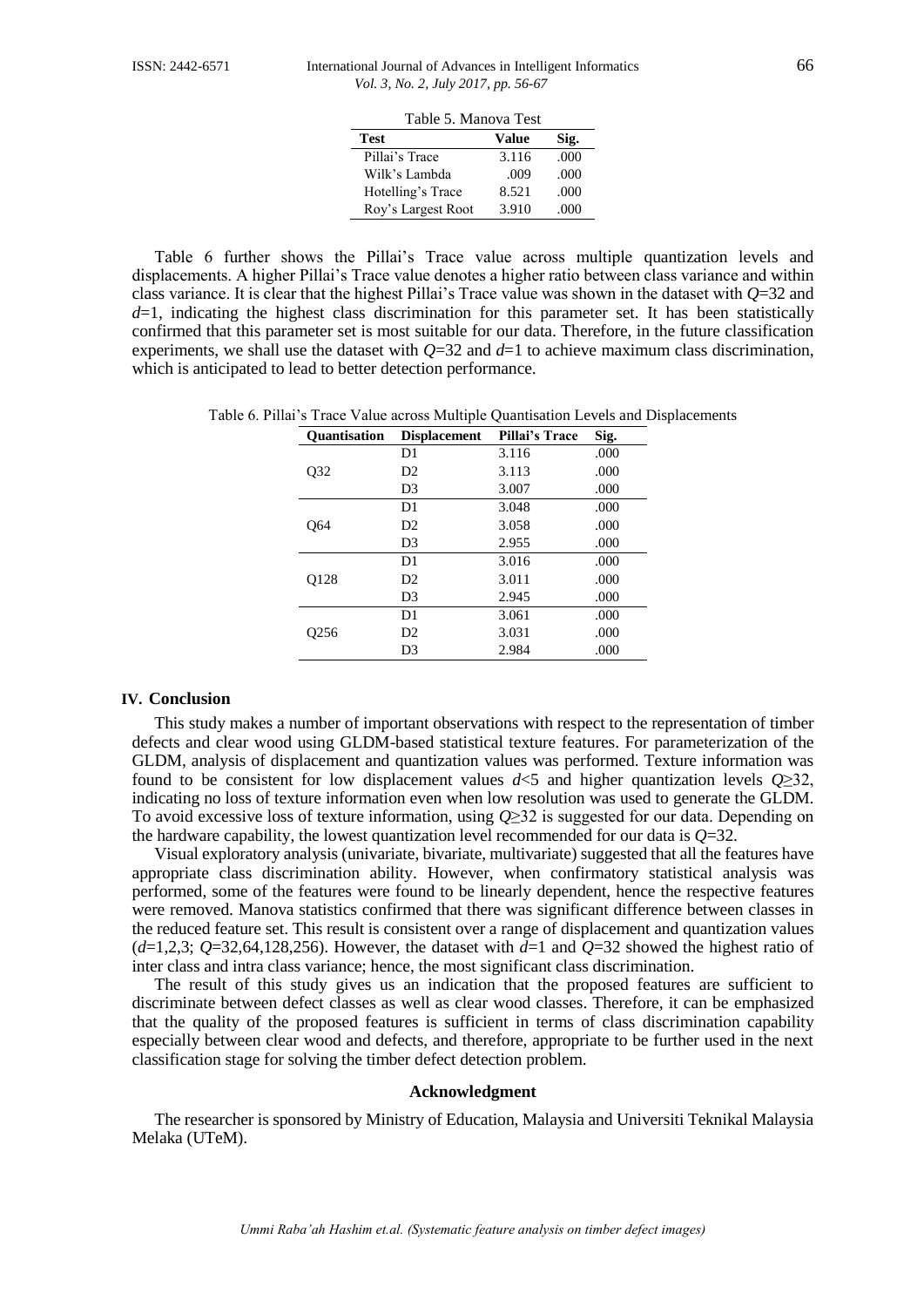Table 5. Manova Test

| Test | Value | Sig. |
| --- | --- | --- |
| Pillai's Trace | 3.116 | .000 |
| Wilk's Lambda | .009 | .000 |
| Hotelling's Trace | 8.521 | .000 |
| Roy's Largest Root | 3.910 | .000 |

Table 6 further shows the Pillai's Trace value across multiple quantization levels and displacements. A higher Pillai's Trace value denotes a higher ratio between class variance and within class variance. It is clear that the highest Pillai's Trace value was shown in the dataset with $Q$=32 and $d$=1, indicating the highest class discrimination for this parameter set. It has been statistically confirmed that this parameter set is most suitable for our data. Therefore, in the future classification experiments, we shall use the dataset with $Q$=32 and $d$=1 to achieve maximum class discrimination, which is anticipated to lead to better detection performance.

Table 6. Pillai's Trace Value across Multiple Quantisation Levels and Displacements

| Quantisation | Displacement | Pillai's Trace | Sig. |
| --- | --- | --- | --- |
| Q32 | D1 | 3.116 | .000 |
| | D2 | 3.113 | .000 |
| | D3 | 3.007 | .000 |
| Q64 | D1 | 3.048 | .000 |
| | D2 | 3.058 | .000 |
| | D3 | 2.955 | .000 |
| Q128 | D1 | 3.016 | .000 |
| | D2 | 3.011 | .000 |
| | D3 | 2.945 | .000 |
| Q256 | D1 | 3.061 | .000 |
| | D2 | 3.031 | .000 |
| | D3 | 2.984 | .000 |

## IV. Conclusion

This study makes a number of important observations with respect to the representation of timber defects and clear wood using GLDM-based statistical texture features. For parameterization of the GLDM, analysis of displacement and quantization values was performed. Texture information was found to be consistent for low displacement values $d$<5 and higher quantization levels $Q$≥32, indicating no loss of texture information even when low resolution was used to generate the GLDM. To avoid excessive loss of texture information, using $Q$≥32 is suggested for our data. Depending on the hardware capability, the lowest quantization level recommended for our data is $Q$=32.

Visual exploratory analysis (univariate, bivariate, multivariate) suggested that all the features have appropriate class discrimination ability. However, when confirmatory statistical analysis was performed, some of the features were found to be linearly dependent, hence the respective features were removed. Manova statistics confirmed that there was significant difference between classes in the reduced feature set. This result is consistent over a range of displacement and quantization values ($d$=1,2,3; $Q$=32,64,128,256). However, the dataset with $d$=1 and $Q$=32 showed the highest ratio of inter class and intra class variance; hence, the most significant class discrimination.

The result of this study gives us an indication that the proposed features are sufficient to discriminate between defect classes as well as clear wood classes. Therefore, it can be emphasized that the quality of the proposed features is sufficient in terms of class discrimination capability especially between clear wood and defects, and therefore, appropriate to be further used in the next classification stage for solving the timber defect detection problem.

### Acknowledgment

The researcher is sponsored by Ministry of Education, Malaysia and Universiti Teknikal Malaysia Melaka (UTeM).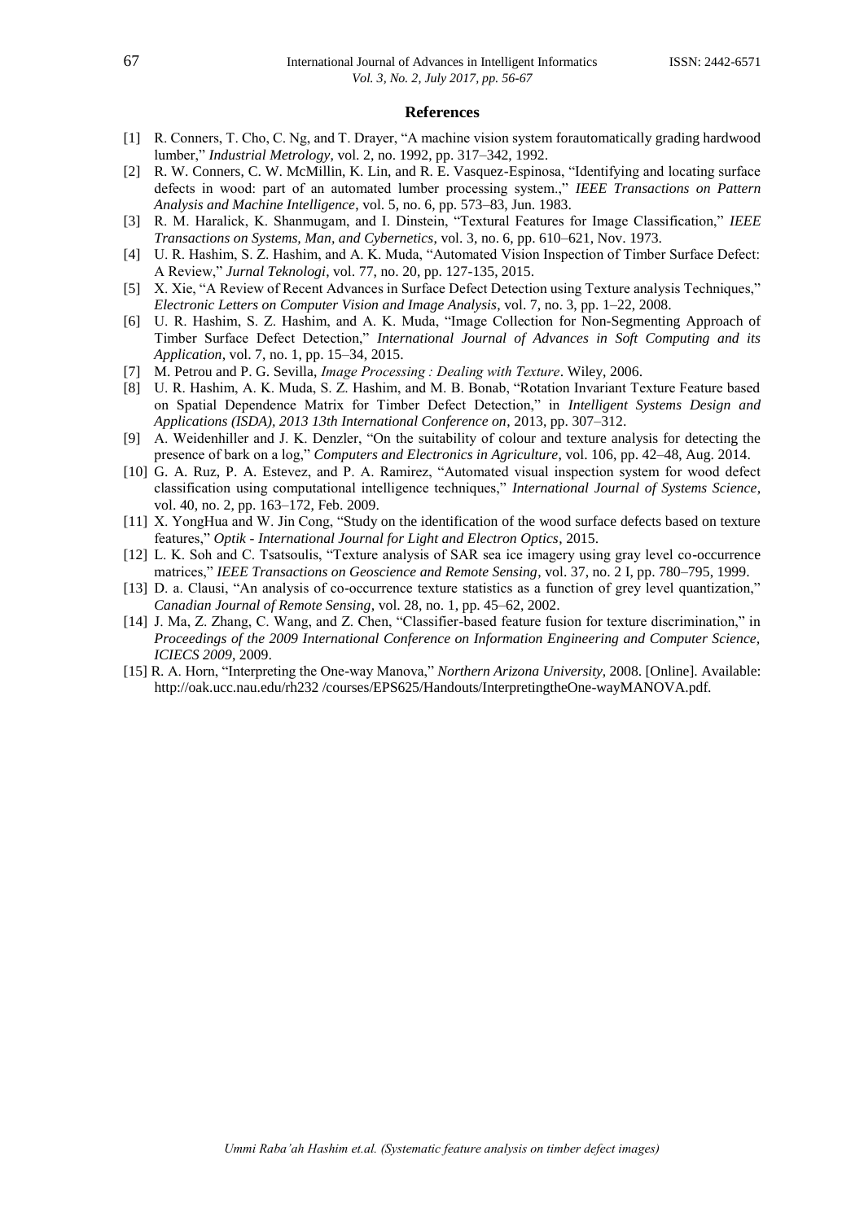## References

[1] R. Conners, T. Cho, C. Ng, and T. Drayer, "A machine vision system forautomatically grading hardwood lumber," *Industrial Metrology*, vol. 2, no. 1992, pp. 317–342, 1992.

[2] R. W. Conners, C. W. McMillin, K. Lin, and R. E. Vasquez-Espinosa, "Identifying and locating surface defects in wood: part of an automated lumber processing system.," *IEEE Transactions on Pattern Analysis and Machine Intelligence*, vol. 5, no. 6, pp. 573–83, Jun. 1983.

[3] R. M. Haralick, K. Shanmugam, and I. Dinstein, "Textural Features for Image Classification," *IEEE Transactions on Systems, Man, and Cybernetics*, vol. 3, no. 6, pp. 610–621, Nov. 1973.

[4] U. R. Hashim, S. Z. Hashim, and A. K. Muda, "Automated Vision Inspection of Timber Surface Defect: A Review," *Jurnal Teknologi*, vol. 77, no. 20, pp. 127-135, 2015.

[5] X. Xie, "A Review of Recent Advances in Surface Defect Detection using Texture analysis Techniques," *Electronic Letters on Computer Vision and Image Analysis*, vol. 7, no. 3, pp. 1–22, 2008.

[6] U. R. Hashim, S. Z. Hashim, and A. K. Muda, "Image Collection for Non-Segmenting Approach of Timber Surface Defect Detection," *International Journal of Advances in Soft Computing and its Application*, vol. 7, no. 1, pp. 15–34, 2015.

[7] M. Petrou and P. G. Sevilla, *Image Processing : Dealing with Texture*. Wiley, 2006.

[8] U. R. Hashim, A. K. Muda, S. Z. Hashim, and M. B. Bonab, "Rotation Invariant Texture Feature based on Spatial Dependence Matrix for Timber Defect Detection," in *Intelligent Systems Design and Applications (ISDA), 2013 13th International Conference on*, 2013, pp. 307–312.

[9] A. Weidenhiller and J. K. Denzler, "On the suitability of colour and texture analysis for detecting the presence of bark on a log," *Computers and Electronics in Agriculture*, vol. 106, pp. 42–48, Aug. 2014.

[10] G. A. Ruz, P. A. Estevez, and P. A. Ramirez, "Automated visual inspection system for wood defect classification using computational intelligence techniques," *International Journal of Systems Science*, vol. 40, no. 2, pp. 163–172, Feb. 2009.

[11] X. YongHua and W. Jin Cong, "Study on the identification of the wood surface defects based on texture features," *Optik - International Journal for Light and Electron Optics*, 2015.

[12] L. K. Soh and C. Tsatsoulis, "Texture analysis of SAR sea ice imagery using gray level co-occurrence matrices," *IEEE Transactions on Geoscience and Remote Sensing*, vol. 37, no. 2 I, pp. 780–795, 1999.

[13] D. a. Clausi, "An analysis of co-occurrence texture statistics as a function of grey level quantization," *Canadian Journal of Remote Sensing*, vol. 28, no. 1, pp. 45–62, 2002.

[14] J. Ma, Z. Zhang, C. Wang, and Z. Chen, "Classifier-based feature fusion for texture discrimination," in *Proceedings of the 2009 International Conference on Information Engineering and Computer Science, ICIECS 2009*, 2009.

[15] R. A. Horn, "Interpreting the One-way Manova," *Northern Arizona University*, 2008. [Online]. Available: http://oak.ucc.nau.edu/rh232 /courses/EPS625/Handouts/InterpretingtheOne-wayMANOVA.pdf.